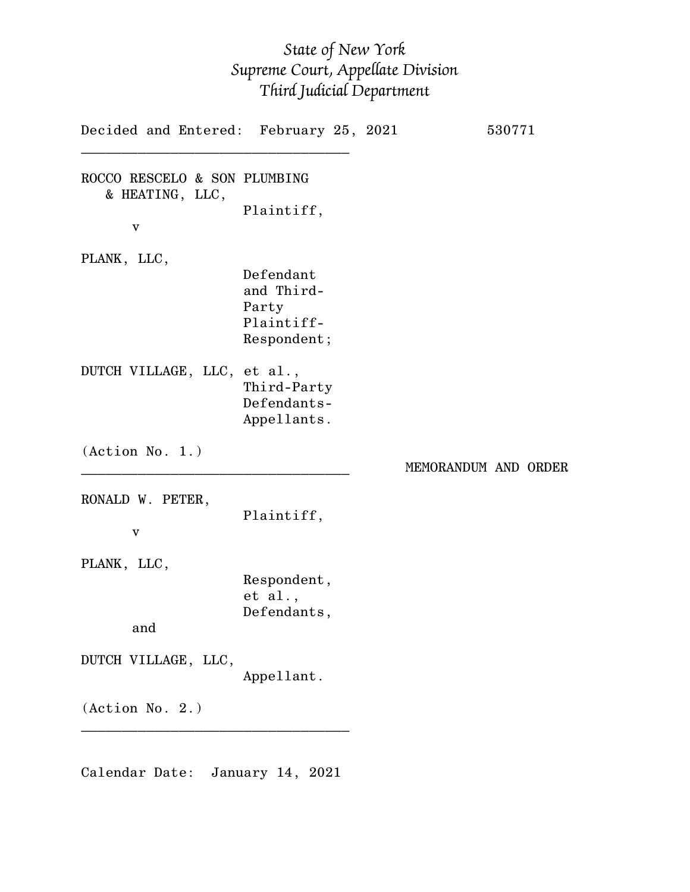*State of New York*
*Supreme Court, Appellate Division*
*Third Judicial Department*

Decided and Entered: February 25, 2021 530771

---

ROCCO RESCELO & SON PLUMBING
& HEATING, LLC,
Plaintiff,

v

PLANK, LLC,
Defendant
and Third-
Party
Plaintiff-
Respondent;

DUTCH VILLAGE, LLC, et al.,
Third-Party
Defendants-
Appellants.

(Action No. 1.)

---

MEMORANDUM AND ORDER

RONALD W. PETER,
Plaintiff,

v

PLANK, LLC,
Respondent,
et al.,
Defendants,

and

DUTCH VILLAGE, LLC,
Appellant.

(Action No. 2.)

---

Calendar Date: January 14, 2021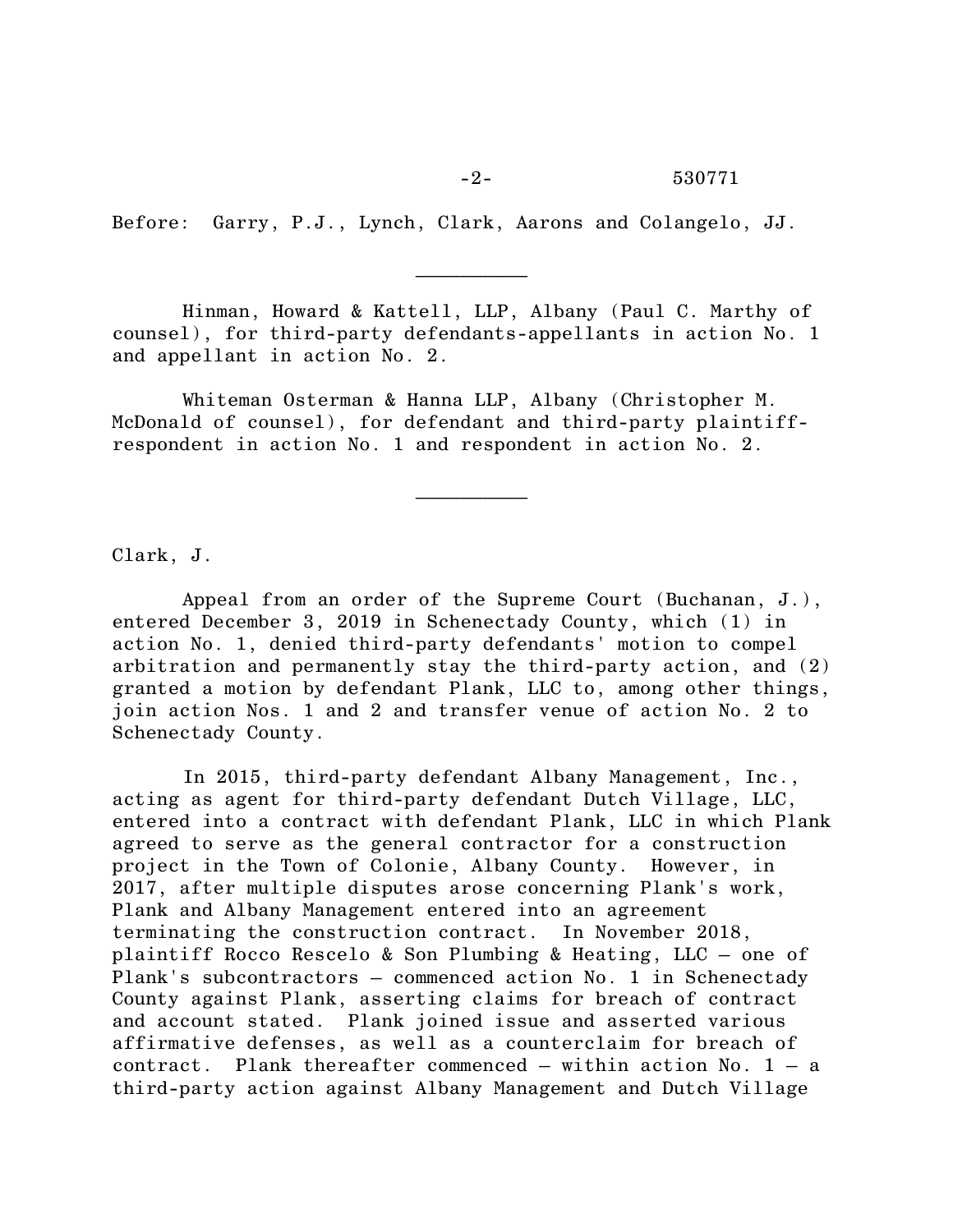Before: Garry, P.J., Lynch, Clark, Aarons and Colangelo, JJ.

---

Hinman, Howard & Kattell, LLP, Albany (Paul C. Marthy of counsel), for third-party defendants-appellants in action No. 1 and appellant in action No. 2.

Whiteman Osterman & Hanna LLP, Albany (Christopher M. McDonald of counsel), for defendant and third-party plaintiff-respondent in action No. 1 and respondent in action No. 2.

---

Clark, J.

Appeal from an order of the Supreme Court (Buchanan, J.), entered December 3, 2019 in Schenectady County, which (1) in action No. 1, denied third-party defendants' motion to compel arbitration and permanently stay the third-party action, and (2) granted a motion by defendant Plank, LLC to, among other things, join action Nos. 1 and 2 and transfer venue of action No. 2 to Schenectady County.

In 2015, third-party defendant Albany Management, Inc., acting as agent for third-party defendant Dutch Village, LLC, entered into a contract with defendant Plank, LLC in which Plank agreed to serve as the general contractor for a construction project in the Town of Colonie, Albany County. However, in 2017, after multiple disputes arose concerning Plank's work, Plank and Albany Management entered into an agreement terminating the construction contract. In November 2018, plaintiff Rocco Rescelo & Son Plumbing & Heating, LLC – one of Plank's subcontractors – commenced action No. 1 in Schenectady County against Plank, asserting claims for breach of contract and account stated. Plank joined issue and asserted various affirmative defenses, as well as a counterclaim for breach of contract. Plank thereafter commenced – within action No. 1 – a third-party action against Albany Management and Dutch Village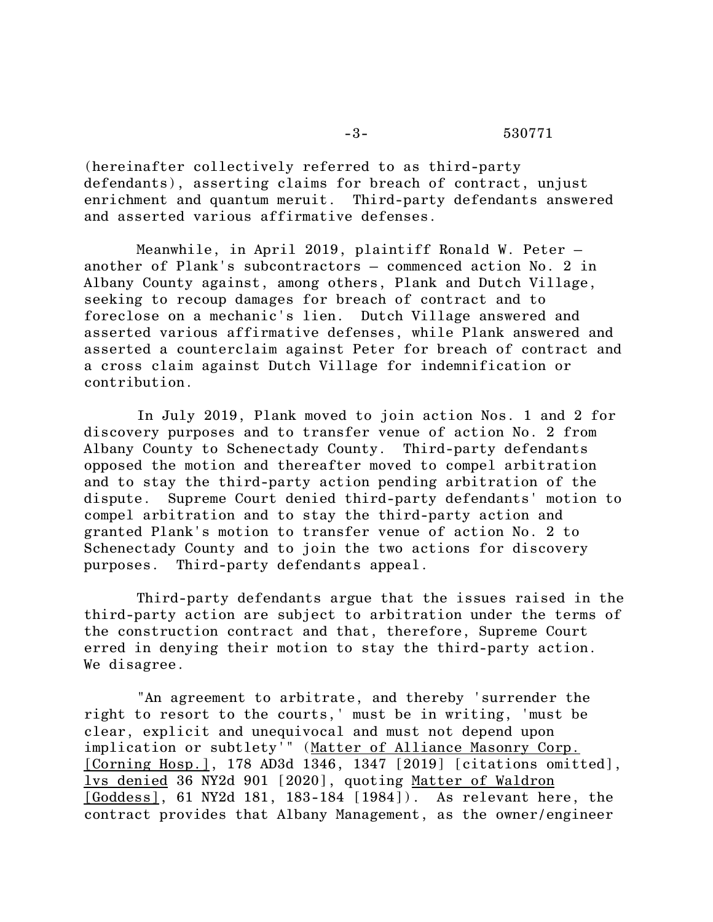(hereinafter collectively referred to as third-party defendants), asserting claims for breach of contract, unjust enrichment and quantum meruit. Third-party defendants answered and asserted various affirmative defenses.

Meanwhile, in April 2019, plaintiff Ronald W. Peter – another of Plank's subcontractors – commenced action No. 2 in Albany County against, among others, Plank and Dutch Village, seeking to recoup damages for breach of contract and to foreclose on a mechanic's lien. Dutch Village answered and asserted various affirmative defenses, while Plank answered and asserted a counterclaim against Peter for breach of contract and a cross claim against Dutch Village for indemnification or contribution.

In July 2019, Plank moved to join action Nos. 1 and 2 for discovery purposes and to transfer venue of action No. 2 from Albany County to Schenectady County. Third-party defendants opposed the motion and thereafter moved to compel arbitration and to stay the third-party action pending arbitration of the dispute. Supreme Court denied third-party defendants' motion to compel arbitration and to stay the third-party action and granted Plank's motion to transfer venue of action No. 2 to Schenectady County and to join the two actions for discovery purposes. Third-party defendants appeal.

Third-party defendants argue that the issues raised in the third-party action are subject to arbitration under the terms of the construction contract and that, therefore, Supreme Court erred in denying their motion to stay the third-party action. We disagree.

"An agreement to arbitrate, and thereby 'surrender the right to resort to the courts,' must be in writing, 'must be clear, explicit and unequivocal and must not depend upon implication or subtlety'" (Matter of Alliance Masonry Corp. [Corning Hosp.], 178 AD3d 1346, 1347 [2019] [citations omitted], lvs denied 36 NY2d 901 [2020], quoting Matter of Waldron [Goddess], 61 NY2d 181, 183-184 [1984]). As relevant here, the contract provides that Albany Management, as the owner/engineer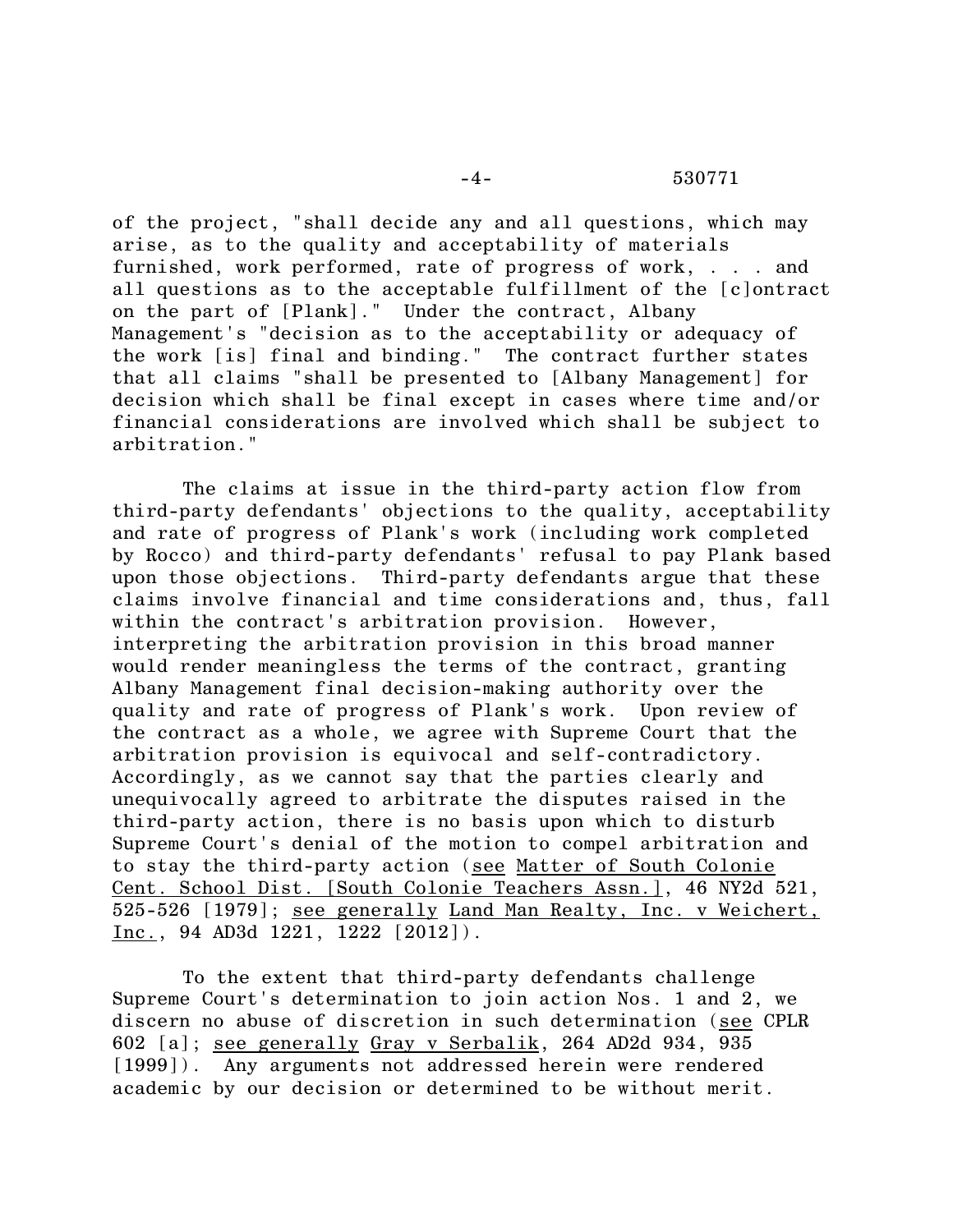of the project, "shall decide any and all questions, which may arise, as to the quality and acceptability of materials furnished, work performed, rate of progress of work, . . . and all questions as to the acceptable fulfillment of the [c]ontract on the part of [Plank]." Under the contract, Albany Management's "decision as to the acceptability or adequacy of the work [is] final and binding." The contract further states that all claims "shall be presented to [Albany Management] for decision which shall be final except in cases where time and/or financial considerations are involved which shall be subject to arbitration."

The claims at issue in the third-party action flow from third-party defendants' objections to the quality, acceptability and rate of progress of Plank's work (including work completed by Rocco) and third-party defendants' refusal to pay Plank based upon those objections. Third-party defendants argue that these claims involve financial and time considerations and, thus, fall within the contract's arbitration provision. However, interpreting the arbitration provision in this broad manner would render meaningless the terms of the contract, granting Albany Management final decision-making authority over the quality and rate of progress of Plank's work. Upon review of the contract as a whole, we agree with Supreme Court that the arbitration provision is equivocal and self-contradictory. Accordingly, as we cannot say that the parties clearly and unequivocally agreed to arbitrate the disputes raised in the third-party action, there is no basis upon which to disturb Supreme Court's denial of the motion to compel arbitration and to stay the third-party action (<u>see</u> <u>Matter of South Colonie Cent. School Dist. [South Colonie Teachers Assn.]</u>, 46 NY2d 521, 525-526 [1979]; <u>see generally</u> <u>Land Man Realty, Inc. v Weichert, Inc.</u>, 94 AD3d 1221, 1222 [2012]).

To the extent that third-party defendants challenge Supreme Court's determination to join action Nos. 1 and 2, we discern no abuse of discretion in such determination (<u>see</u> CPLR 602 [a]; <u>see generally</u> <u>Gray v Serbalik</u>, 264 AD2d 934, 935 [1999]). Any arguments not addressed herein were rendered academic by our decision or determined to be without merit.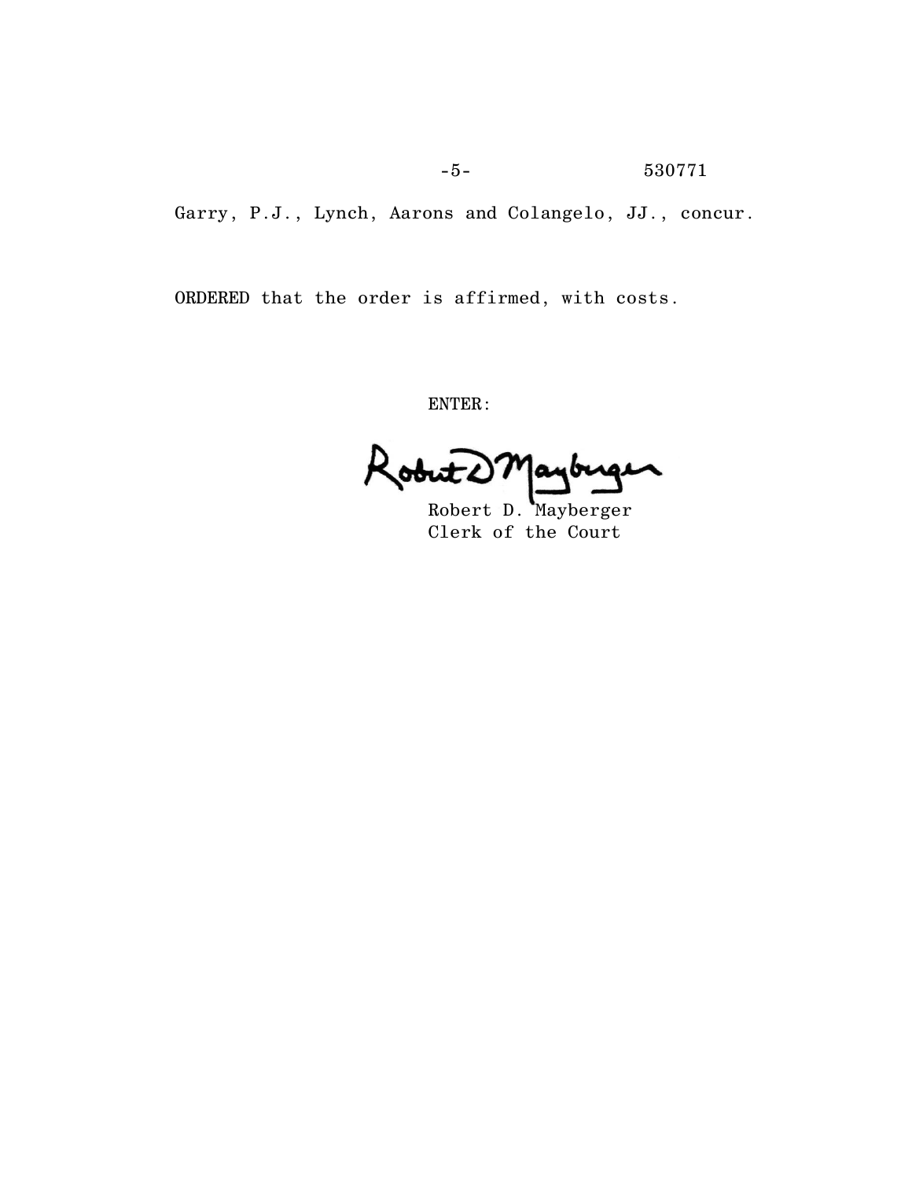Garry, P.J., Lynch, Aarons and Colangelo, JJ., concur.

ORDERED that the order is affirmed, with costs.

ENTER:

Robert D. Mayberger
Clerk of the Court